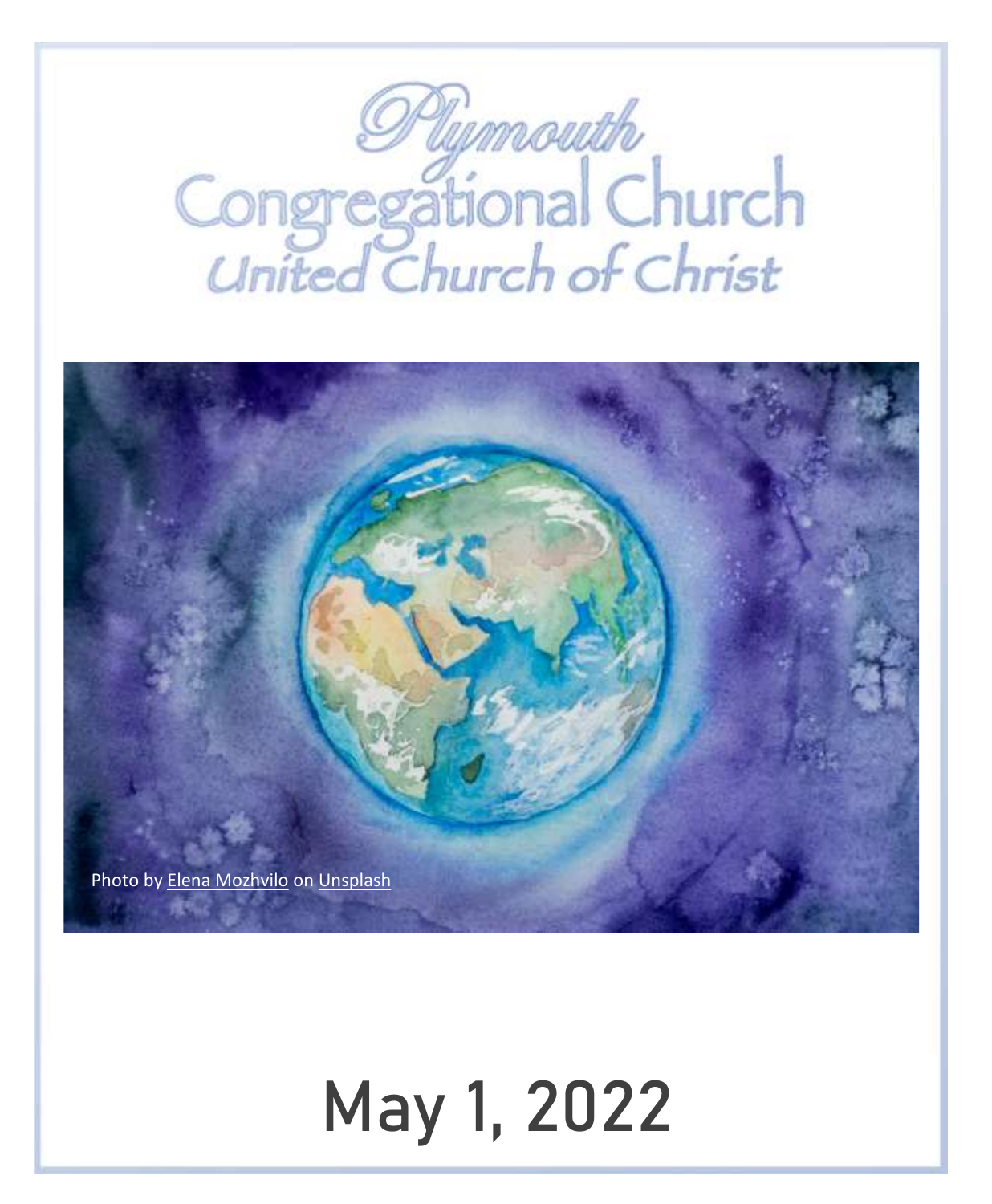# Plymouth Congregational Church
## United Church of Christ

Photo by Elena Mozhvilo on Unsplash

# May 1, 2022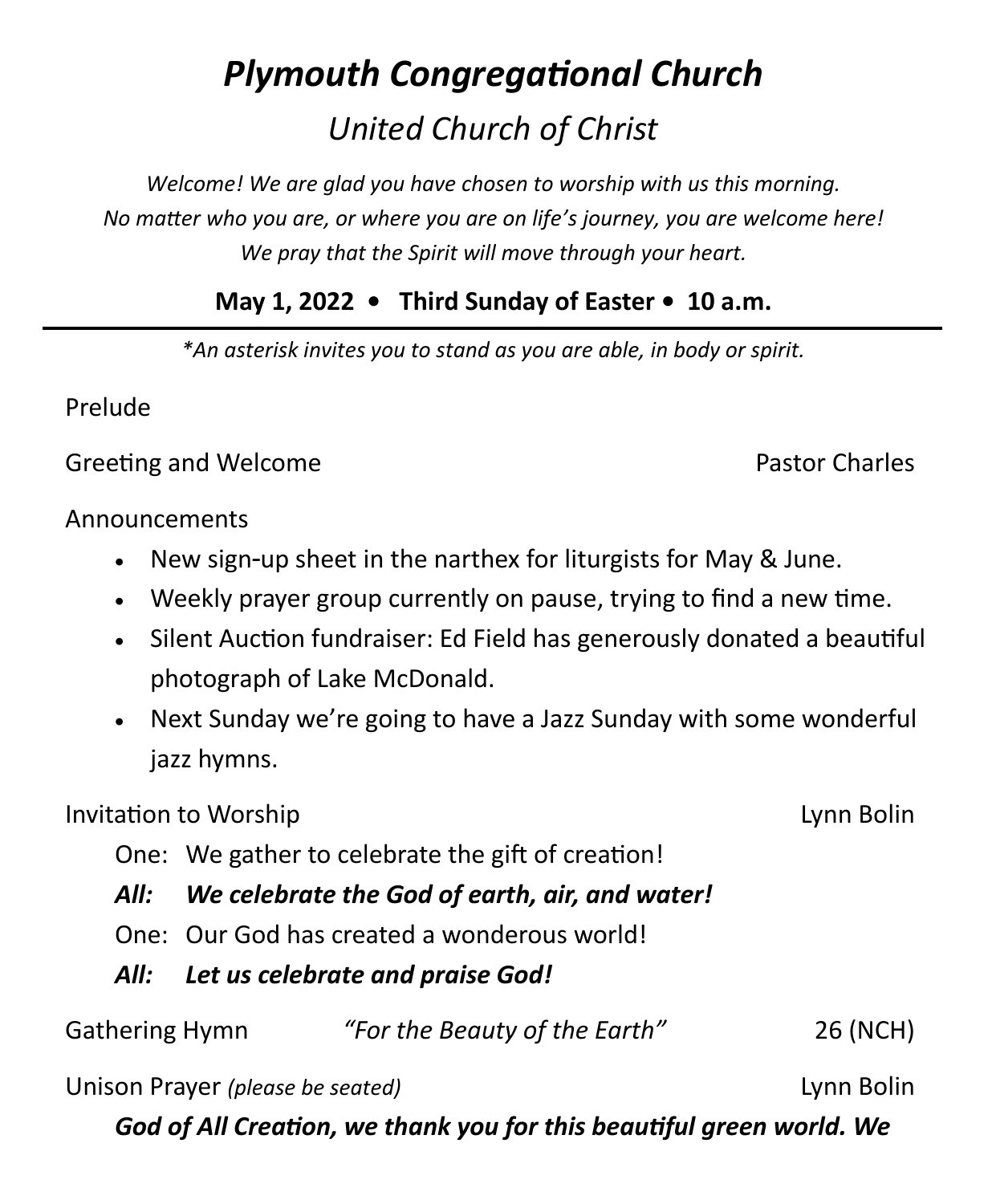# *Plymouth Congregational Church*

## *United Church of Christ*

*Welcome! We are glad you have chosen to worship with us this morning.*
*No matter who you are, or where you are on life's journey, you are welcome here!*
*We pray that the Spirit will move through your heart.*

**May 1, 2022 • Third Sunday of Easter • 10 a.m.**

---

*\*An asterisk invites you to stand as you are able, in body or spirit.*

Prelude

Greeting and Welcome — Pastor Charles

Announcements

- New sign-up sheet in the narthex for liturgists for May & June.
- Weekly prayer group currently on pause, trying to find a new time.
- Silent Auction fundraiser: Ed Field has generously donated a beautiful photograph of Lake McDonald.
- Next Sunday we're going to have a Jazz Sunday with some wonderful jazz hymns.

Invitation to Worship — Lynn Bolin

One: We gather to celebrate the gift of creation!

***All: We celebrate the God of earth, air, and water!***

One: Our God has created a wonderous world!

***All: Let us celebrate and praise God!***

Gathering Hymn — *"For the Beauty of the Earth"* — 26 (NCH)

Unison Prayer *(please be seated)* — Lynn Bolin

***God of All Creation, we thank you for this beautiful green world. We***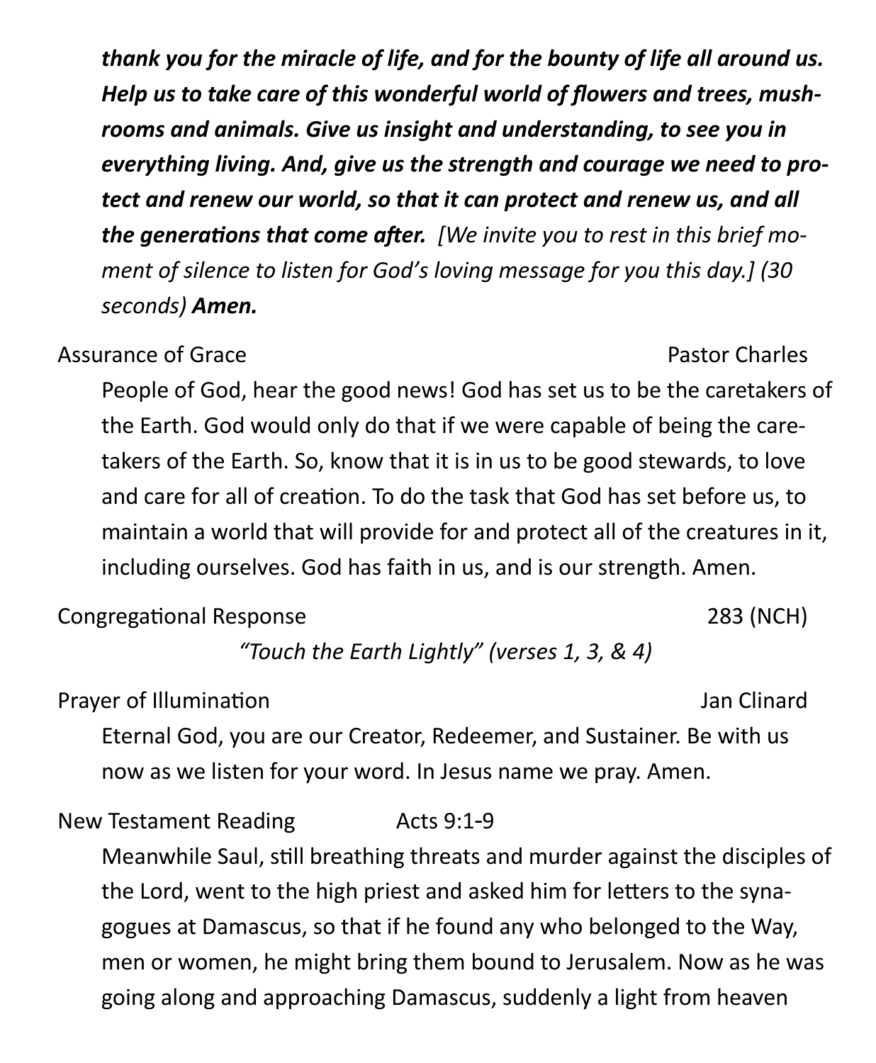***thank you for the miracle of life, and for the bounty of life all around us. Help us to take care of this wonderful world of flowers and trees, mushrooms and animals. Give us insight and understanding, to see you in everything living. And, give us the strength and courage we need to protect and renew our world, so that it can protect and renew us, and all the generations that come after.*** *[We invite you to rest in this brief moment of silence to listen for God's loving message for you this day.] (30 seconds)* ***Amen.***

Assurance of Grace — Pastor Charles

People of God, hear the good news! God has set us to be the caretakers of the Earth. God would only do that if we were capable of being the caretakers of the Earth. So, know that it is in us to be good stewards, to love and care for all of creation. To do the task that God has set before us, to maintain a world that will provide for and protect all of the creatures in it, including ourselves. God has faith in us, and is our strength. Amen.

Congregational Response — 283 (NCH)

*"Touch the Earth Lightly" (verses 1, 3, & 4)*

Prayer of Illumination — Jan Clinard

Eternal God, you are our Creator, Redeemer, and Sustainer. Be with us now as we listen for your word. In Jesus name we pray. Amen.

New Testament Reading — Acts 9:1-9

Meanwhile Saul, still breathing threats and murder against the disciples of the Lord, went to the high priest and asked him for letters to the synagogues at Damascus, so that if he found any who belonged to the Way, men or women, he might bring them bound to Jerusalem. Now as he was going along and approaching Damascus, suddenly a light from heaven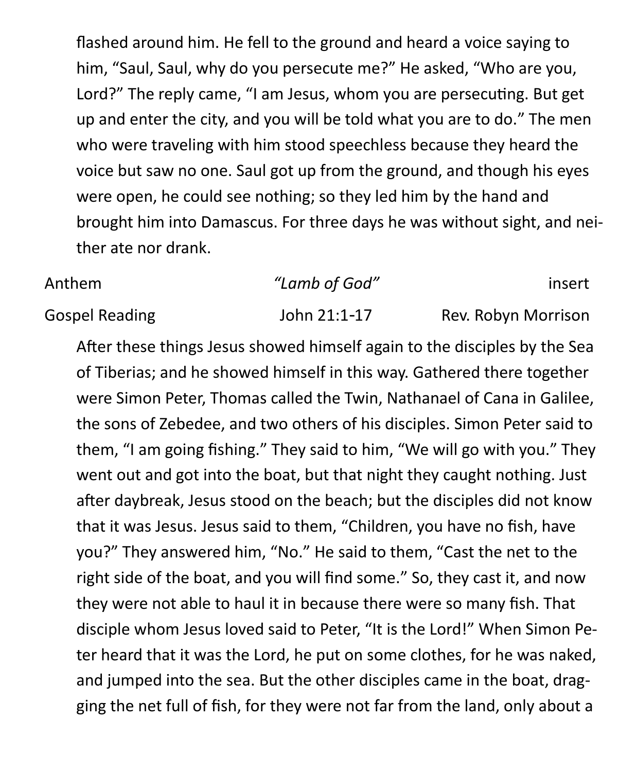flashed around him. He fell to the ground and heard a voice saying to him, "Saul, Saul, why do you persecute me?" He asked, "Who are you, Lord?" The reply came, "I am Jesus, whom you are persecuting. But get up and enter the city, and you will be told what you are to do." The men who were traveling with him stood speechless because they heard the voice but saw no one. Saul got up from the ground, and though his eyes were open, he could see nothing; so they led him by the hand and brought him into Damascus. For three days he was without sight, and neither ate nor drank.

Anthem *"Lamb of God"* insert

Gospel Reading John 21:1-17 Rev. Robyn Morrison

After these things Jesus showed himself again to the disciples by the Sea of Tiberias; and he showed himself in this way. Gathered there together were Simon Peter, Thomas called the Twin, Nathanael of Cana in Galilee, the sons of Zebedee, and two others of his disciples. Simon Peter said to them, "I am going fishing." They said to him, "We will go with you." They went out and got into the boat, but that night they caught nothing. Just after daybreak, Jesus stood on the beach; but the disciples did not know that it was Jesus. Jesus said to them, "Children, you have no fish, have you?" They answered him, "No." He said to them, "Cast the net to the right side of the boat, and you will find some." So, they cast it, and now they were not able to haul it in because there were so many fish. That disciple whom Jesus loved said to Peter, "It is the Lord!" When Simon Peter heard that it was the Lord, he put on some clothes, for he was naked, and jumped into the sea. But the other disciples came in the boat, dragging the net full of fish, for they were not far from the land, only about a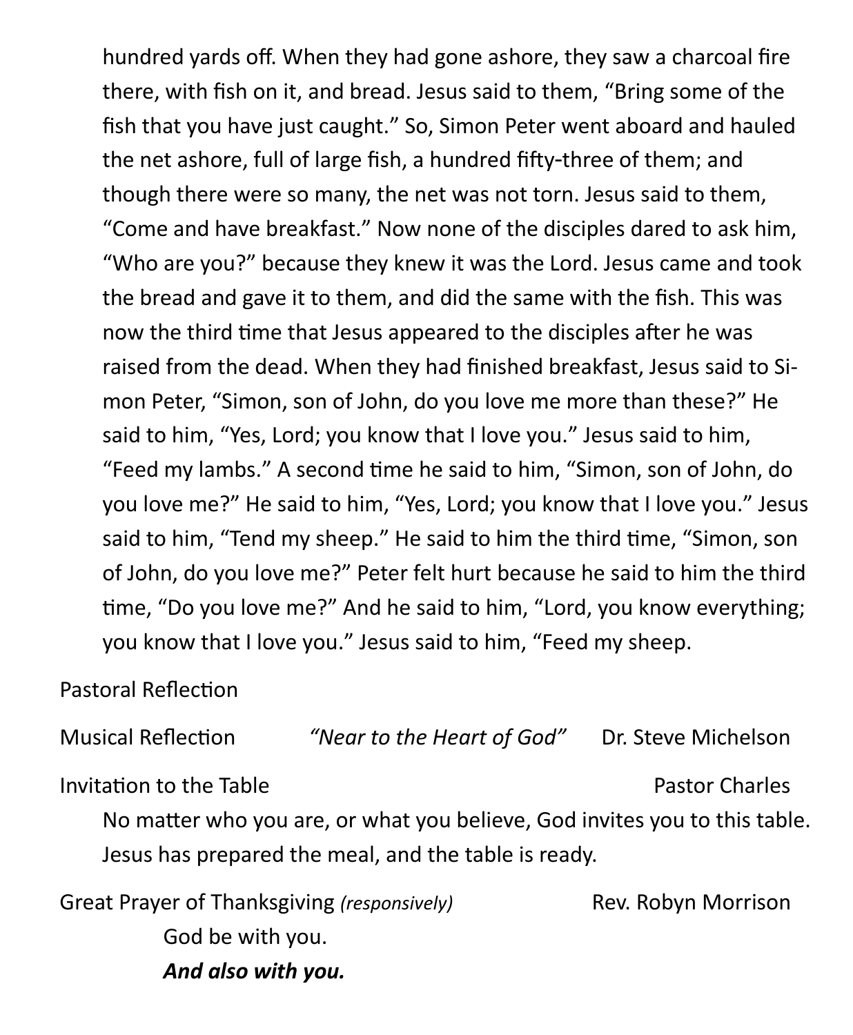hundred yards off. When they had gone ashore, they saw a charcoal fire there, with fish on it, and bread. Jesus said to them, "Bring some of the fish that you have just caught." So, Simon Peter went aboard and hauled the net ashore, full of large fish, a hundred fifty-three of them; and though there were so many, the net was not torn. Jesus said to them, "Come and have breakfast." Now none of the disciples dared to ask him, "Who are you?" because they knew it was the Lord. Jesus came and took the bread and gave it to them, and did the same with the fish. This was now the third time that Jesus appeared to the disciples after he was raised from the dead. When they had finished breakfast, Jesus said to Simon Peter, "Simon, son of John, do you love me more than these?" He said to him, "Yes, Lord; you know that I love you." Jesus said to him, "Feed my lambs." A second time he said to him, "Simon, son of John, do you love me?" He said to him, "Yes, Lord; you know that I love you." Jesus said to him, "Tend my sheep." He said to him the third time, "Simon, son of John, do you love me?" Peter felt hurt because he said to him the third time, "Do you love me?" And he said to him, "Lord, you know everything; you know that I love you." Jesus said to him, "Feed my sheep.

Pastoral Reflection

Musical Reflection *"Near to the Heart of God"* Dr. Steve Michelson

Invitation to the Table Pastor Charles

No matter who you are, or what you believe, God invites you to this table. Jesus has prepared the meal, and the table is ready.

Great Prayer of Thanksgiving *(responsively)* Rev. Robyn Morrison

God be with you.

***And also with you.***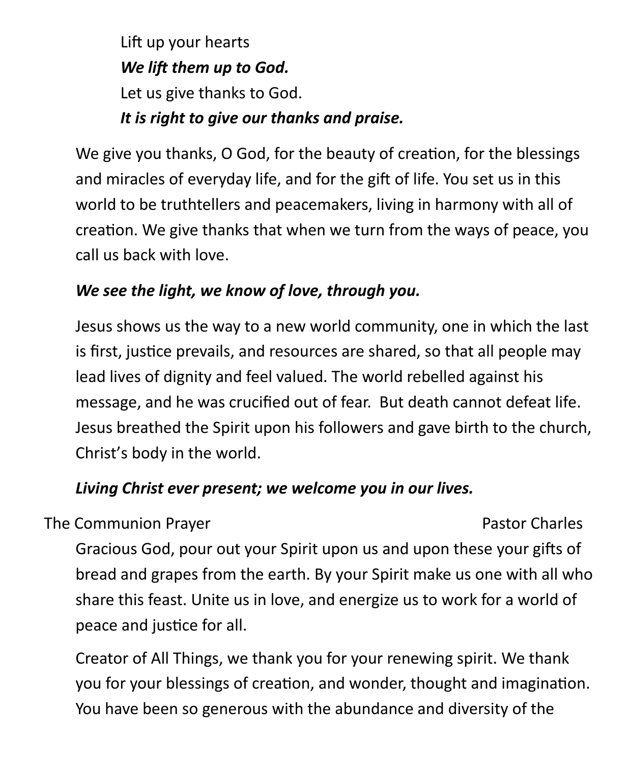Lift up your hearts
***We lift them up to God.***
Let us give thanks to God.
***It is right to give our thanks and praise.***

We give you thanks, O God, for the beauty of creation, for the blessings and miracles of everyday life, and for the gift of life. You set us in this world to be truthtellers and peacemakers, living in harmony with all of creation. We give thanks that when we turn from the ways of peace, you call us back with love.

***We see the light, we know of love, through you.***

Jesus shows us the way to a new world community, one in which the last is first, justice prevails, and resources are shared, so that all people may lead lives of dignity and feel valued. The world rebelled against his message, and he was crucified out of fear. But death cannot defeat life. Jesus breathed the Spirit upon his followers and gave birth to the church, Christ's body in the world.

***Living Christ ever present; we welcome you in our lives.***

The Communion Prayer — Pastor Charles

Gracious God, pour out your Spirit upon us and upon these your gifts of bread and grapes from the earth. By your Spirit make us one with all who share this feast. Unite us in love, and energize us to work for a world of peace and justice for all.

Creator of All Things, we thank you for your renewing spirit. We thank you for your blessings of creation, and wonder, thought and imagination. You have been so generous with the abundance and diversity of the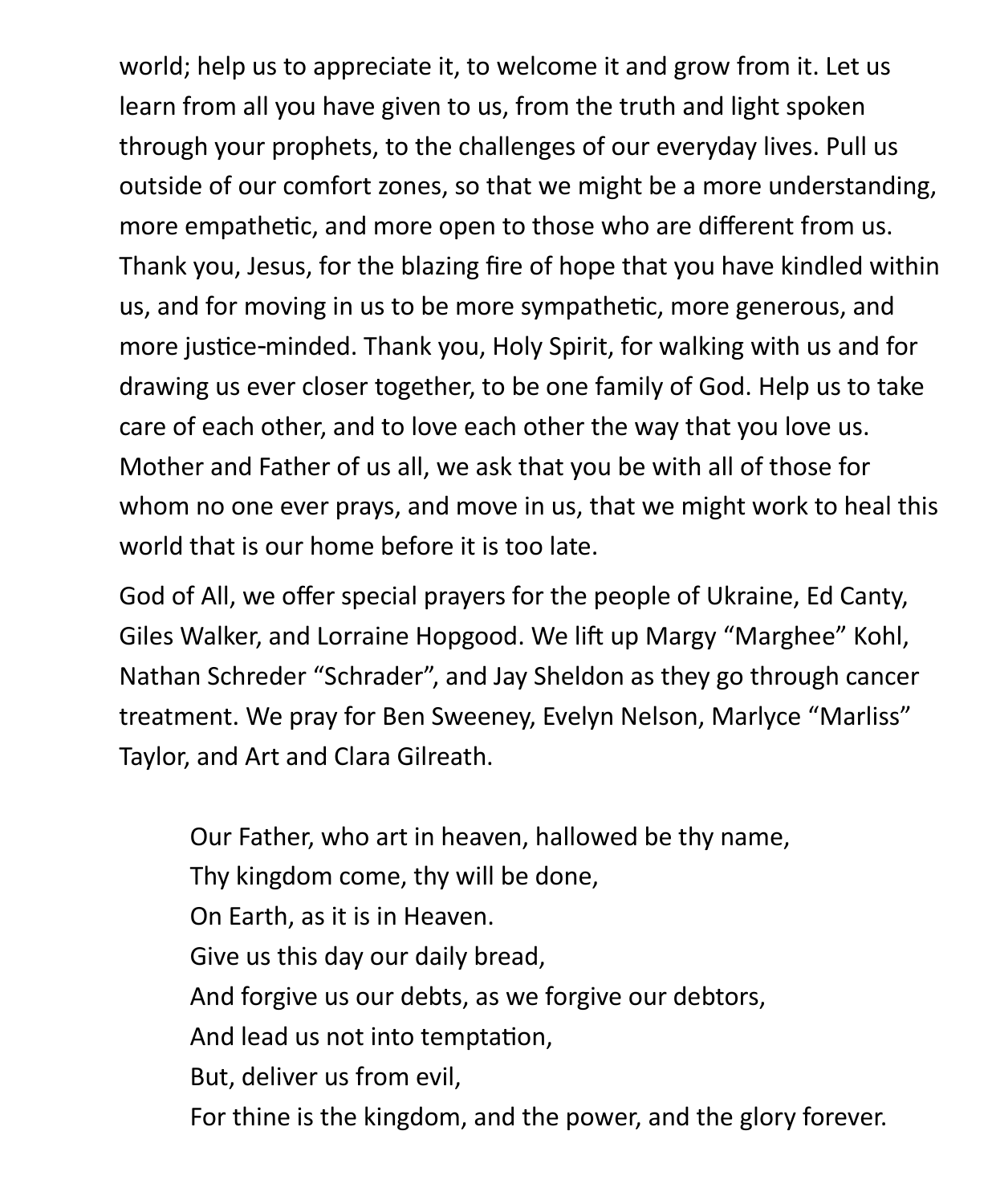world; help us to appreciate it, to welcome it and grow from it. Let us learn from all you have given to us, from the truth and light spoken through your prophets, to the challenges of our everyday lives. Pull us outside of our comfort zones, so that we might be a more understanding, more empathetic, and more open to those who are different from us. Thank you, Jesus, for the blazing fire of hope that you have kindled within us, and for moving in us to be more sympathetic, more generous, and more justice-minded. Thank you, Holy Spirit, for walking with us and for drawing us ever closer together, to be one family of God. Help us to take care of each other, and to love each other the way that you love us. Mother and Father of us all, we ask that you be with all of those for whom no one ever prays, and move in us, that we might work to heal this world that is our home before it is too late.

God of All, we offer special prayers for the people of Ukraine, Ed Canty, Giles Walker, and Lorraine Hopgood. We lift up Margy "Marghee" Kohl, Nathan Schreder "Schrader", and Jay Sheldon as they go through cancer treatment. We pray for Ben Sweeney, Evelyn Nelson, Marlyce "Marliss" Taylor, and Art and Clara Gilreath.

> Our Father, who art in heaven, hallowed be thy name,
> Thy kingdom come, thy will be done,
> On Earth, as it is in Heaven.
> Give us this day our daily bread,
> And forgive us our debts, as we forgive our debtors,
> And lead us not into temptation,
> But, deliver us from evil,
> For thine is the kingdom, and the power, and the glory forever.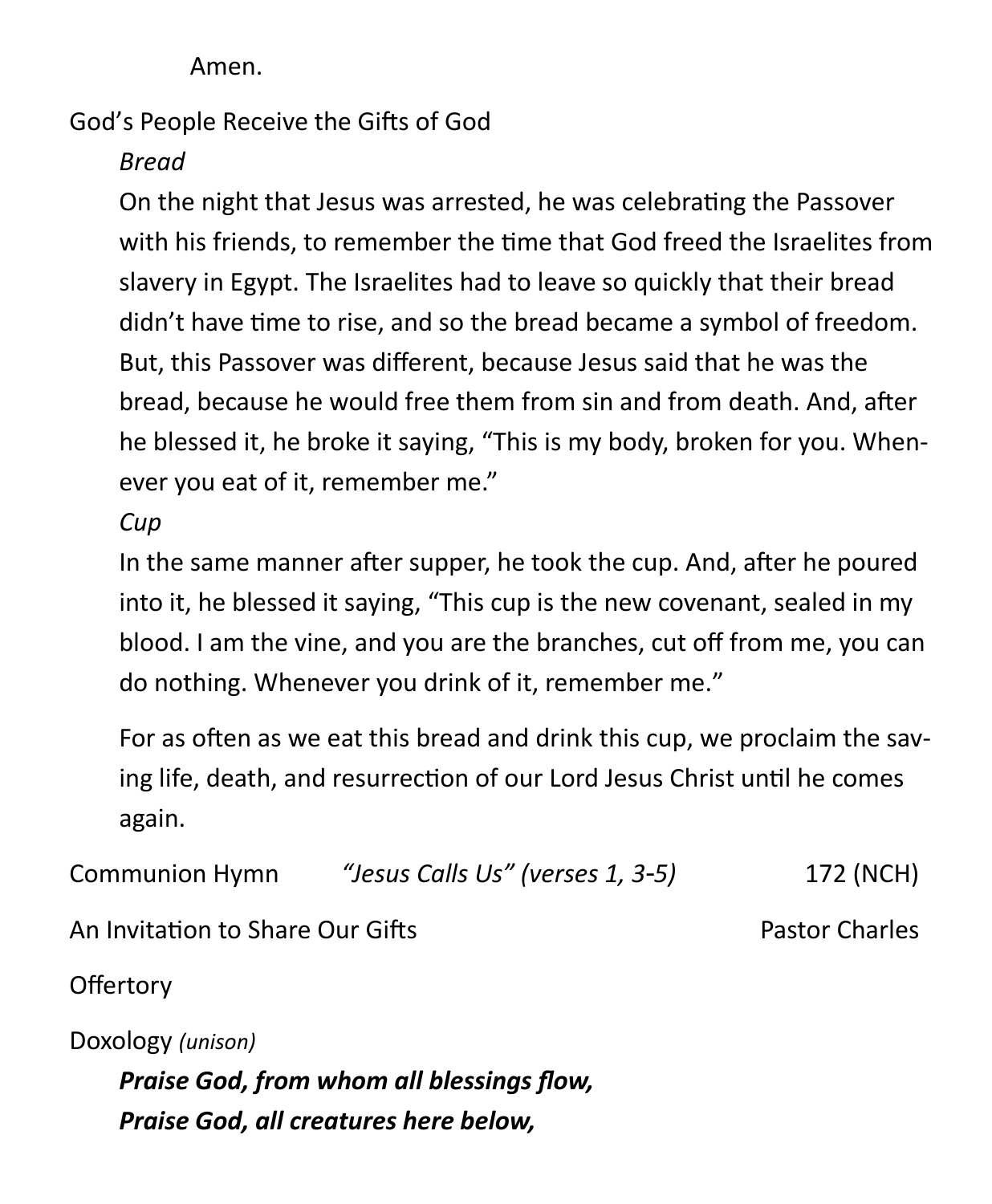Amen.

God's People Receive the Gifts of God

*Bread*

On the night that Jesus was arrested, he was celebrating the Passover with his friends, to remember the time that God freed the Israelites from slavery in Egypt. The Israelites had to leave so quickly that their bread didn't have time to rise, and so the bread became a symbol of freedom. But, this Passover was different, because Jesus said that he was the bread, because he would free them from sin and from death. And, after he blessed it, he broke it saying, "This is my body, broken for you. Whenever you eat of it, remember me."

*Cup*

In the same manner after supper, he took the cup. And, after he poured into it, he blessed it saying, "This cup is the new covenant, sealed in my blood. I am the vine, and you are the branches, cut off from me, you can do nothing. Whenever you drink of it, remember me."

For as often as we eat this bread and drink this cup, we proclaim the saving life, death, and resurrection of our Lord Jesus Christ until he comes again.

Communion Hymn *"Jesus Calls Us" (verses 1, 3-5)* 172 (NCH)

An Invitation to Share Our Gifts Pastor Charles

Offertory

Doxology *(unison)*

***Praise God, from whom all blessings flow,***
***Praise God, all creatures here below,***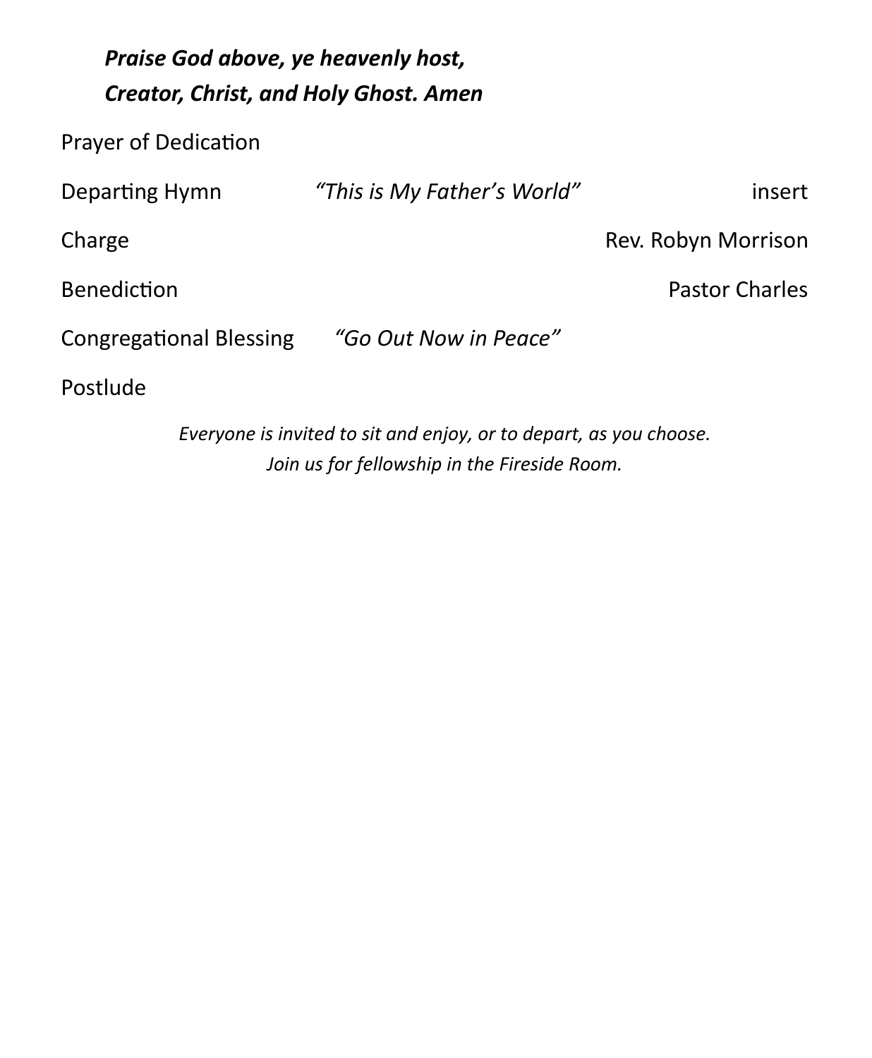***Praise God above, ye heavenly host,***
***Creator, Christ, and Holy Ghost. Amen***

Prayer of Dedication

Departing Hymn *"This is My Father's World"* insert

Charge Rev. Robyn Morrison

Benediction Pastor Charles

Congregational Blessing *"Go Out Now in Peace"*

Postlude

*Everyone is invited to sit and enjoy, or to depart, as you choose.*
*Join us for fellowship in the Fireside Room.*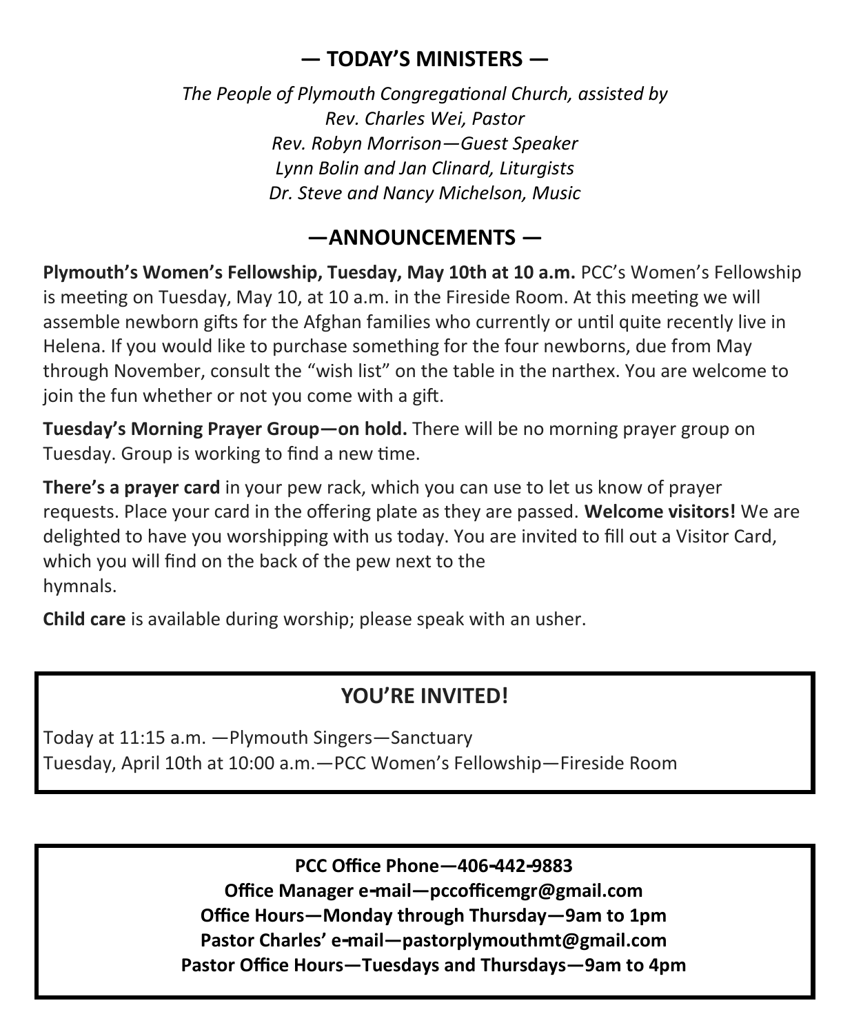## — TODAY'S MINISTERS —

*The People of Plymouth Congregational Church, assisted by*
*Rev. Charles Wei, Pastor*
*Rev. Robyn Morrison—Guest Speaker*
*Lynn Bolin and Jan Clinard, Liturgists*
*Dr. Steve and Nancy Michelson, Music*

## —ANNOUNCEMENTS —

**Plymouth's Women's Fellowship, Tuesday, May 10th at 10 a.m.** PCC's Women's Fellowship is meeting on Tuesday, May 10, at 10 a.m. in the Fireside Room. At this meeting we will assemble newborn gifts for the Afghan families who currently or until quite recently live in Helena. If you would like to purchase something for the four newborns, due from May through November, consult the "wish list" on the table in the narthex. You are welcome to join the fun whether or not you come with a gift.

**Tuesday's Morning Prayer Group—on hold.** There will be no morning prayer group on Tuesday. Group is working to find a new time.

**There's a prayer card** in your pew rack, which you can use to let us know of prayer requests. Place your card in the offering plate as they are passed. **Welcome visitors!** We are delighted to have you worshipping with us today. You are invited to fill out a Visitor Card, which you will find on the back of the pew next to the hymnals.

**Child care** is available during worship; please speak with an usher.

### YOU'RE INVITED!

Today at 11:15 a.m. —Plymouth Singers—Sanctuary
Tuesday, April 10th at 10:00 a.m.—PCC Women's Fellowship—Fireside Room

**PCC Office Phone—406-442-9883**
**Office Manager e-mail—pccofficemgr@gmail.com**
**Office Hours—Monday through Thursday—9am to 1pm**
**Pastor Charles' e-mail—pastorplymouthmt@gmail.com**
**Pastor Office Hours—Tuesdays and Thursdays—9am to 4pm**